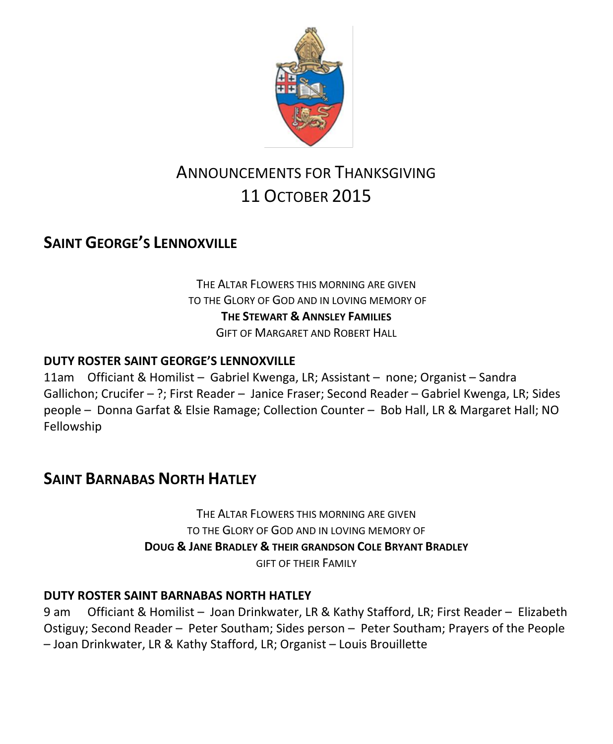# ANNOUNCEMENTS FOR THANKSGIVING
# 11 OCTOBER 2015

## SAINT GEORGE'S LENNOXVILLE

THE ALTAR FLOWERS THIS MORNING ARE GIVEN
TO THE GLORY OF GOD AND IN LOVING MEMORY OF
**THE STEWART & ANNSLEY FAMILIES**
GIFT OF MARGARET AND ROBERT HALL

**DUTY ROSTER SAINT GEORGE'S LENNOXVILLE**

11am Officiant & Homilist – Gabriel Kwenga, LR; Assistant – none; Organist – Sandra Gallichon; Crucifer – ?; First Reader – Janice Fraser; Second Reader – Gabriel Kwenga, LR; Sides people – Donna Garfat & Elsie Ramage; Collection Counter – Bob Hall, LR & Margaret Hall; NO Fellowship

## SAINT BARNABAS NORTH HATLEY

THE ALTAR FLOWERS THIS MORNING ARE GIVEN
TO THE GLORY OF GOD AND IN LOVING MEMORY OF
**DOUG & JANE BRADLEY & THEIR GRANDSON COLE BRYANT BRADLEY**
GIFT OF THEIR FAMILY

**DUTY ROSTER SAINT BARNABAS NORTH HATLEY**

9 am Officiant & Homilist – Joan Drinkwater, LR & Kathy Stafford, LR; First Reader – Elizabeth Ostiguy; Second Reader – Peter Southam; Sides person – Peter Southam; Prayers of the People – Joan Drinkwater, LR & Kathy Stafford, LR; Organist – Louis Brouillette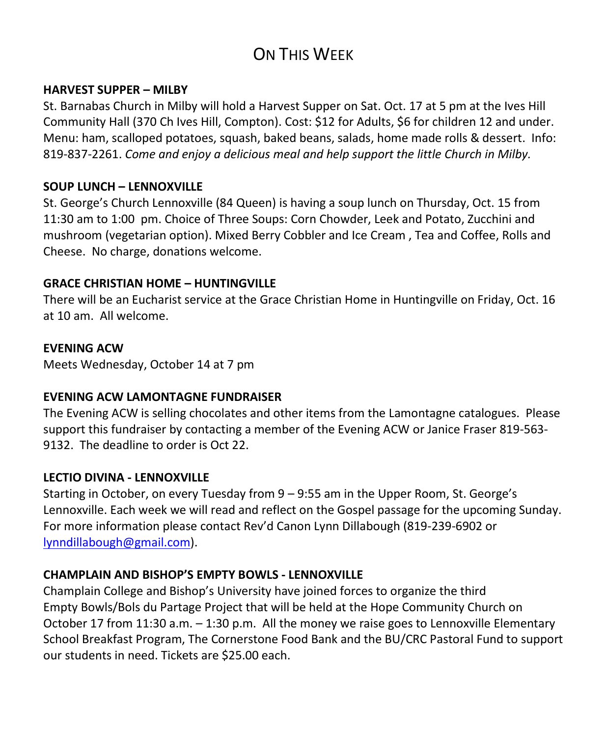# On This Week

**HARVEST SUPPER – MILBY**

St. Barnabas Church in Milby will hold a Harvest Supper on Sat. Oct. 17 at 5 pm at the Ives Hill Community Hall (370 Ch Ives Hill, Compton). Cost: $12 for Adults, $6 for children 12 and under. Menu: ham, scalloped potatoes, squash, baked beans, salads, home made rolls & dessert. Info: 819-837-2261. *Come and enjoy a delicious meal and help support the little Church in Milby.*

**SOUP LUNCH – LENNOXVILLE**

St. George's Church Lennoxville (84 Queen) is having a soup lunch on Thursday, Oct. 15 from 11:30 am to 1:00 pm. Choice of Three Soups: Corn Chowder, Leek and Potato, Zucchini and mushroom (vegetarian option). Mixed Berry Cobbler and Ice Cream , Tea and Coffee, Rolls and Cheese. No charge, donations welcome.

**GRACE CHRISTIAN HOME – HUNTINGVILLE**

There will be an Eucharist service at the Grace Christian Home in Huntingville on Friday, Oct. 16 at 10 am. All welcome.

**EVENING ACW**

Meets Wednesday, October 14 at 7 pm

**EVENING ACW LAMONTAGNE FUNDRAISER**

The Evening ACW is selling chocolates and other items from the Lamontagne catalogues. Please support this fundraiser by contacting a member of the Evening ACW or Janice Fraser 819-563-9132. The deadline to order is Oct 22.

**LECTIO DIVINA - LENNOXVILLE**

Starting in October, on every Tuesday from 9 – 9:55 am in the Upper Room, St. George's Lennoxville. Each week we will read and reflect on the Gospel passage for the upcoming Sunday. For more information please contact Rev'd Canon Lynn Dillabough (819-239-6902 or lynndillabough@gmail.com).

**CHAMPLAIN AND BISHOP'S EMPTY BOWLS - LENNOXVILLE**

Champlain College and Bishop's University have joined forces to organize the third Empty Bowls/Bols du Partage Project that will be held at the Hope Community Church on October 17 from 11:30 a.m. – 1:30 p.m. All the money we raise goes to Lennoxville Elementary School Breakfast Program, The Cornerstone Food Bank and the BU/CRC Pastoral Fund to support our students in need. Tickets are $25.00 each.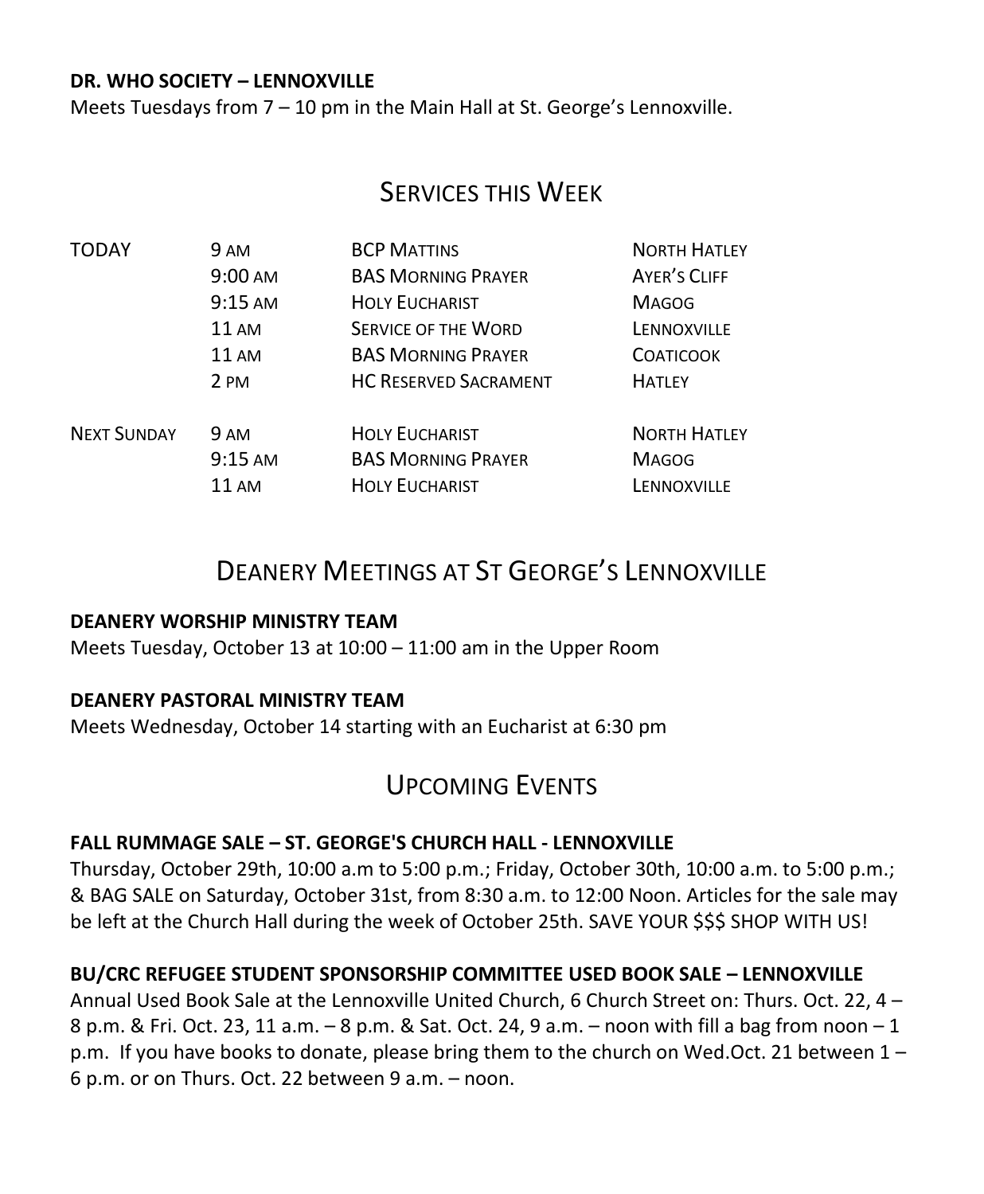**DR. WHO SOCIETY – LENNOXVILLE**
Meets Tuesdays from 7 – 10 pm in the Main Hall at St. George's Lennoxville.

## Services this Week

| | | | |
|---|---|---|---|
| TODAY | 9 AM | BCP MATTINS | NORTH HATLEY |
| | 9:00 AM | BAS MORNING PRAYER | AYER'S CLIFF |
| | 9:15 AM | HOLY EUCHARIST | MAGOG |
| | 11 AM | SERVICE OF THE WORD | LENNOXVILLE |
| | 11 AM | BAS MORNING PRAYER | COATICOOK |
| | 2 PM | HC RESERVED SACRAMENT | HATLEY |
| NEXT SUNDAY | 9 AM | HOLY EUCHARIST | NORTH HATLEY |
| | 9:15 AM | BAS MORNING PRAYER | MAGOG |
| | 11 AM | HOLY EUCHARIST | LENNOXVILLE |

## Deanery Meetings at St George's Lennoxville

**DEANERY WORSHIP MINISTRY TEAM**
Meets Tuesday, October 13 at 10:00 – 11:00 am in the Upper Room

**DEANERY PASTORAL MINISTRY TEAM**
Meets Wednesday, October 14 starting with an Eucharist at 6:30 pm

## Upcoming Events

**FALL RUMMAGE SALE – ST. GEORGE'S CHURCH HALL - LENNOXVILLE**
Thursday, October 29th, 10:00 a.m to 5:00 p.m.; Friday, October 30th, 10:00 a.m. to 5:00 p.m.; & BAG SALE on Saturday, October 31st, from 8:30 a.m. to 12:00 Noon. Articles for the sale may be left at the Church Hall during the week of October 25th. SAVE YOUR $$$ SHOP WITH US!

**BU/CRC REFUGEE STUDENT SPONSORSHIP COMMITTEE USED BOOK SALE – LENNOXVILLE**
Annual Used Book Sale at the Lennoxville United Church, 6 Church Street on: Thurs. Oct. 22, 4 – 8 p.m. & Fri. Oct. 23, 11 a.m. – 8 p.m. & Sat. Oct. 24, 9 a.m. – noon with fill a bag from noon – 1 p.m. If you have books to donate, please bring them to the church on Wed.Oct. 21 between 1 – 6 p.m. or on Thurs. Oct. 22 between 9 a.m. – noon.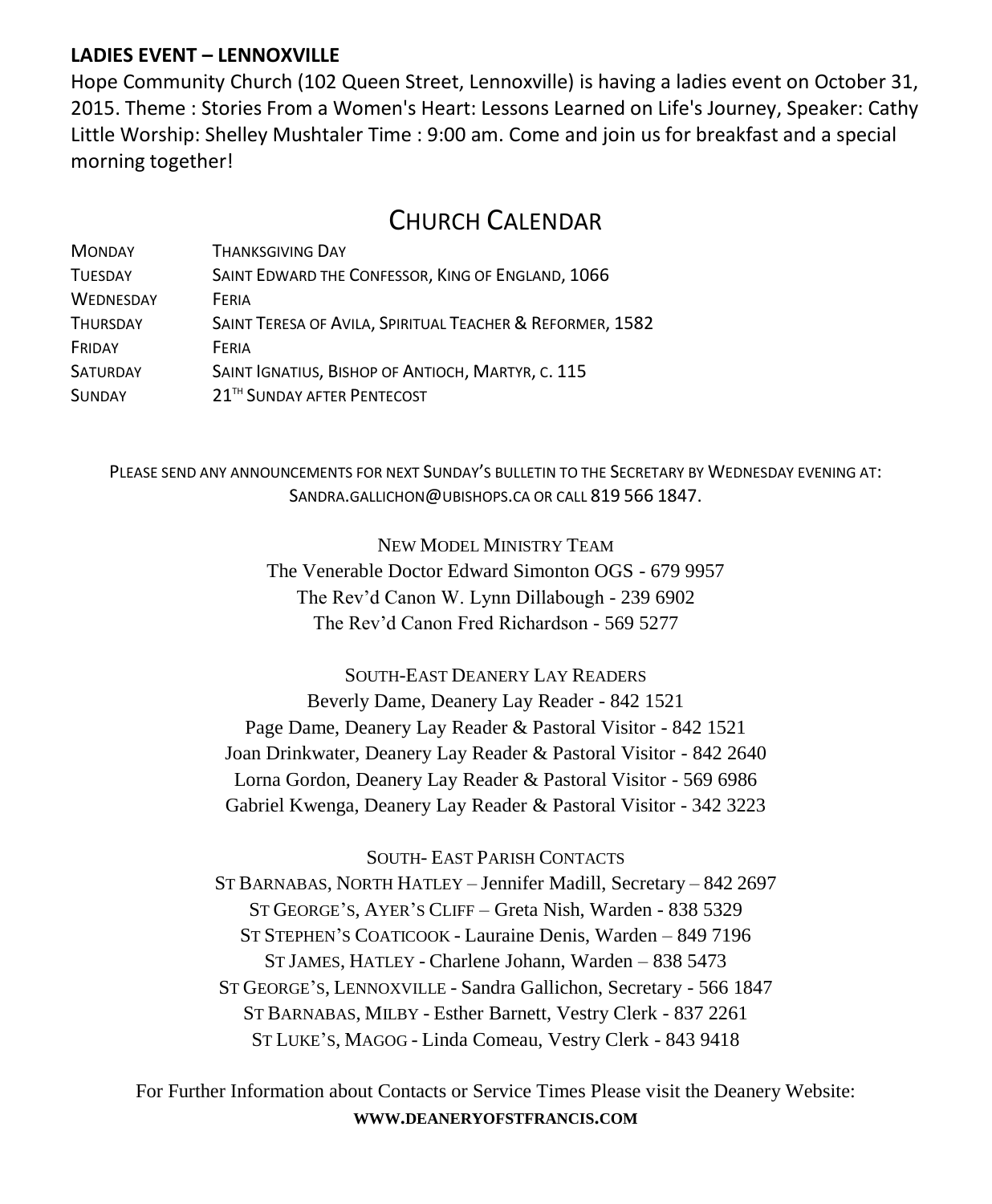**LADIES EVENT – LENNOXVILLE**

Hope Community Church (102 Queen Street, Lennoxville) is having a ladies event on October 31, 2015. Theme : Stories From a Women's Heart: Lessons Learned on Life's Journey, Speaker: Cathy Little Worship: Shelley Mushtaler Time : 9:00 am. Come and join us for breakfast and a special morning together!

## CHURCH CALENDAR

| | |
|---|---|
| MONDAY | THANKSGIVING DAY |
| TUESDAY | SAINT EDWARD THE CONFESSOR, KING OF ENGLAND, 1066 |
| WEDNESDAY | FERIA |
| THURSDAY | SAINT TERESA OF AVILA, SPIRITUAL TEACHER & REFORMER, 1582 |
| FRIDAY | FERIA |
| SATURDAY | SAINT IGNATIUS, BISHOP OF ANTIOCH, MARTYR, C. 115 |
| SUNDAY | 21TH SUNDAY AFTER PENTECOST |

PLEASE SEND ANY ANNOUNCEMENTS FOR NEXT SUNDAY'S BULLETIN TO THE SECRETARY BY WEDNESDAY EVENING AT: SANDRA.GALLICHON@UBISHOPS.CA OR CALL 819 566 1847.

NEW MODEL MINISTRY TEAM

The Venerable Doctor Edward Simonton OGS - 679 9957
The Rev'd Canon W. Lynn Dillabough - 239 6902
The Rev'd Canon Fred Richardson - 569 5277

SOUTH-EAST DEANERY LAY READERS

Beverly Dame, Deanery Lay Reader - 842 1521
Page Dame, Deanery Lay Reader & Pastoral Visitor - 842 1521
Joan Drinkwater, Deanery Lay Reader & Pastoral Visitor - 842 2640
Lorna Gordon, Deanery Lay Reader & Pastoral Visitor - 569 6986
Gabriel Kwenga, Deanery Lay Reader & Pastoral Visitor - 342 3223

SOUTH- EAST PARISH CONTACTS

ST BARNABAS, NORTH HATLEY – Jennifer Madill, Secretary – 842 2697
ST GEORGE'S, AYER'S CLIFF – Greta Nish, Warden - 838 5329
ST STEPHEN'S COATICOOK - Lauraine Denis, Warden – 849 7196
ST JAMES, HATLEY - Charlene Johann, Warden – 838 5473
ST GEORGE'S, LENNOXVILLE - Sandra Gallichon, Secretary - 566 1847
ST BARNABAS, MILBY - Esther Barnett, Vestry Clerk - 837 2261
ST LUKE'S, MAGOG - Linda Comeau, Vestry Clerk - 843 9418

For Further Information about Contacts or Service Times Please visit the Deanery Website:
**WWW.DEANERYOFSTFRANCIS.COM**